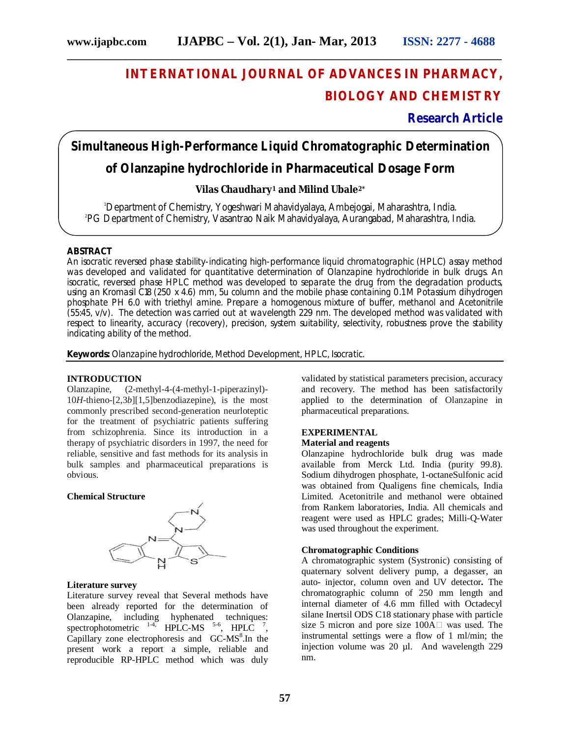# INTERNATIONAL JOURNAL OF ADVANCES IN PHARMACY, BIOLOGY AND CHEMISTRY

**Research Article**

## Simultaneous High-Performance Liquid Chromatographic Determination of Olanzapine hydrochloride in Pharmaceutical Dosage Form

**Vilas Chaudhary[1] and Milind Ubale[2*]**

[1]Department of Chemistry, Yogeshwari Mahavidyalaya, Ambejogai, Maharashtra, India.
[2]PG Department of Chemistry, Vasantrao Naik Mahavidyalaya, Aurangabad, Maharashtra, India.

### ABSTRACT

An isocratic reversed phase stability-indicating high-performance liquid chromatographic (HPLC) assay method was developed and validated for quantitative determination of Olanzapine hydrochloride in bulk drugs. An isocratic, reversed phase HPLC method was developed to separate the drug from the degradation products, using an Kromasil C18 (250 x 4.6) mm, 5u column and the mobile phase containing 0.1M Potassium dihydrogen phosphate PH 6.0 with triethyl amine. Prepare a homogenous mixture of buffer, methanol and Acetonitrile (55:45, v/v). The detection was carried out at wavelength 229 nm. The developed method was validated with respect to linearity, accuracy (recovery), precision, system suitability, selectivity, robustness prove the stability indicating ability of the method.

**Keywords:** Olanzapine hydrochloride, Method Development, HPLC, Isocratic.

### INTRODUCTION

Olanzapine, (2-methyl-4-(4-methyl-1-piperazinyl)-10*H*-thieno-[2,3*b*][1,5]benzodiazepine), is the most commonly prescribed second-generation neurloteptic for the treatment of psychiatric patients suffering from schizophrenia. Since its introduction in a therapy of psychiatric disorders in 1997, the need for reliable, sensitive and fast methods for its analysis in bulk samples and pharmaceutical preparations is obvious.

**Chemical Structure**

**Literature survey**

Literature survey reveal that Several methods have been already reported for the determination of Olanzapine, including hyphenated techniques: spectrophotometric [1-4], HPLC-MS [5-6], HPLC [7], Capillary zone electrophoresis and GC-MS[8].In the present work a report a simple, reliable and reproducible RP-HPLC method which was duly validated by statistical parameters precision, accuracy and recovery. The method has been satisfactorily applied to the determination of Olanzapine in pharmaceutical preparations.

### EXPERIMENTAL

**Material and reagents**

Olanzapine hydrochloride bulk drug was made available from Merck Ltd. India (purity 99.8). Sodium dihydrogen phosphate, 1-octaneSulfonic acid was obtained from Qualigens fine chemicals, India Limited. Acetonitrile and methanol were obtained from Rankem laboratories, India. All chemicals and reagent were used as HPLC grades; Milli-Q-Water was used throughout the experiment.

**Chromatographic Conditions**

A chromatographic system (Systronic) consisting of quaternary solvent delivery pump, a degasser, an auto- injector, column oven and UV detector**.** The chromatographic column of 250 mm length and internal diameter of 4.6 mm filled with Octadecyl silane Inertsil ODS C18 stationary phase with particle size 5 micron and pore size 100A was used. The instrumental settings were a flow of 1 ml/min; the injection volume was 20 µl. And wavelength 229 nm.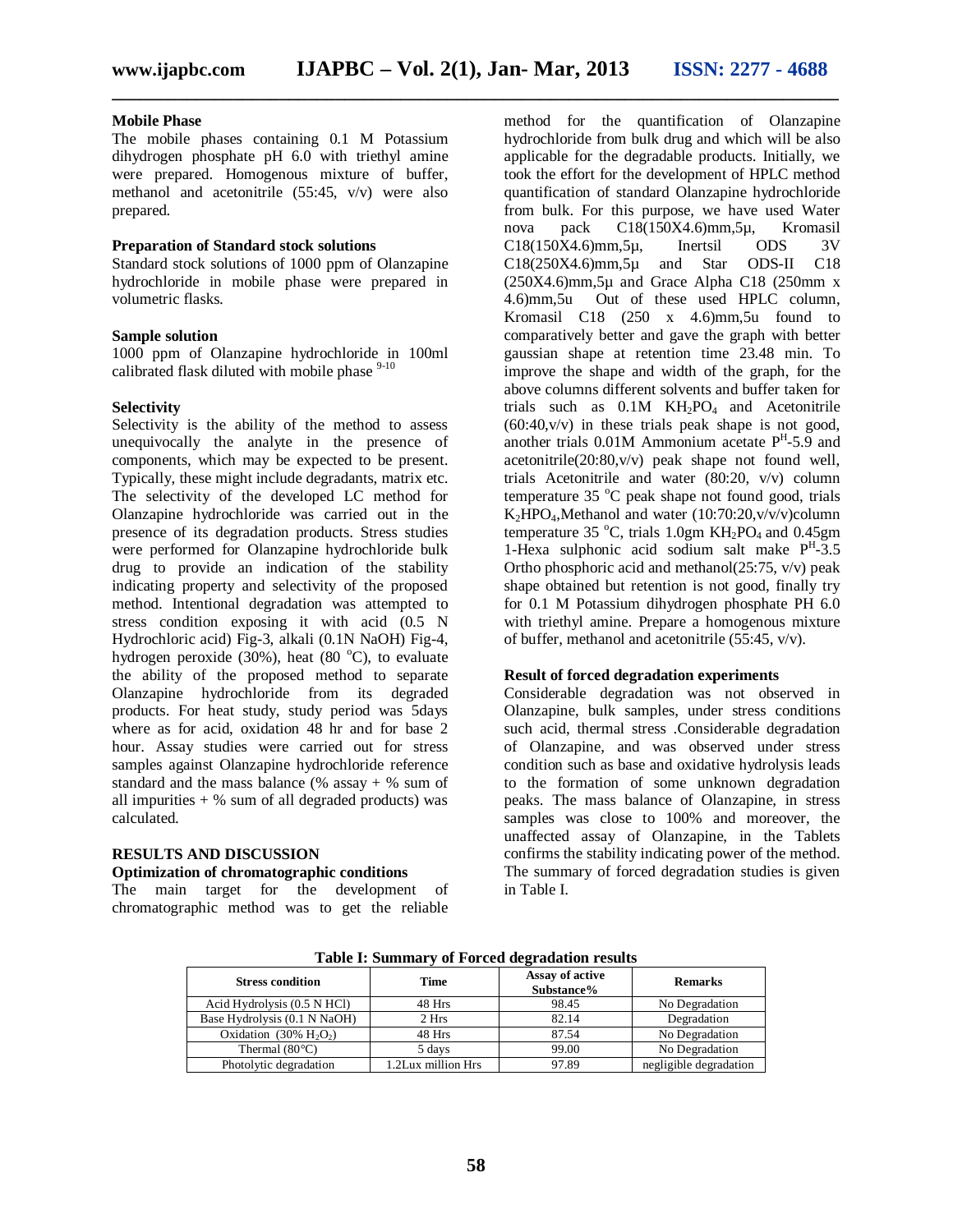**Mobile Phase**

The mobile phases containing 0.1 M Potassium dihydrogen phosphate pH 6.0 with triethyl amine were prepared. Homogenous mixture of buffer, methanol and acetonitrile (55:45, v/v) were also prepared.

**Preparation of Standard stock solutions**

Standard stock solutions of 1000 ppm of Olanzapine hydrochloride in mobile phase were prepared in volumetric flasks.

**Sample solution**

1000 ppm of Olanzapine hydrochloride in 100ml calibrated flask diluted with mobile phase [9-10]

**Selectivity**

Selectivity is the ability of the method to assess unequivocally the analyte in the presence of components, which may be expected to be present. Typically, these might include degradants, matrix etc. The selectivity of the developed LC method for Olanzapine hydrochloride was carried out in the presence of its degradation products. Stress studies were performed for Olanzapine hydrochloride bulk drug to provide an indication of the stability indicating property and selectivity of the proposed method. Intentional degradation was attempted to stress condition exposing it with acid (0.5 N Hydrochloric acid) Fig-3, alkali (0.1N NaOH) Fig-4, hydrogen peroxide (30%), heat (80 °C), to evaluate the ability of the proposed method to separate Olanzapine hydrochloride from its degraded products. For heat study, study period was 5days where as for acid, oxidation 48 hr and for base 2 hour. Assay studies were carried out for stress samples against Olanzapine hydrochloride reference standard and the mass balance (% assay + % sum of all impurities + % sum of all degraded products) was calculated.

## RESULTS AND DISCUSSION

**Optimization of chromatographic conditions**

The main target for the development of chromatographic method was to get the reliable method for the quantification of Olanzapine hydrochloride from bulk drug and which will be also applicable for the degradable products. Initially, we took the effort for the development of HPLC method quantification of standard Olanzapine hydrochloride from bulk. For this purpose, we have used Water nova pack C18(150X4.6)mm,5µ, Kromasil C18(150X4.6)mm,5µ, Inertsil ODS 3V C18(250X4.6)mm,5µ and Star ODS-II C18 (250X4.6)mm,5µ and Grace Alpha C18 (250mm x 4.6)mm,5u Out of these used HPLC column, Kromasil C18 (250 x 4.6)mm,5u found to comparatively better and gave the graph with better gaussian shape at retention time 23.48 min. To improve the shape and width of the graph, for the above columns different solvents and buffer taken for trials such as 0.1M $KH_2PO_4$ and Acetonitrile (60:40,v/v) in these trials peak shape is not good, another trials 0.01M Ammonium acetate P[H]-5.9 and acetonitrile(20:80,v/v) peak shape not found well, trials Acetonitrile and water (80:20, v/v) column temperature 35 °C peak shape not found good, trials $K_2HPO_4$,Methanol and water (10:70:20,v/v/v)column temperature 35 °C, trials 1.0gm $KH_2PO_4$ and 0.45gm 1-Hexa sulphonic acid sodium salt make P[H]-3.5 Ortho phosphoric acid and methanol(25:75, v/v) peak shape obtained but retention is not good, finally try for 0.1 M Potassium dihydrogen phosphate PH 6.0 with triethyl amine. Prepare a homogenous mixture of buffer, methanol and acetonitrile (55:45, v/v).

**Result of forced degradation experiments**

Considerable degradation was not observed in Olanzapine, bulk samples, under stress conditions such acid, thermal stress .Considerable degradation of Olanzapine, and was observed under stress condition such as base and oxidative hydrolysis leads to the formation of some unknown degradation peaks. The mass balance of Olanzapine, in stress samples was close to 100% and moreover, the unaffected assay of Olanzapine, in the Tablets confirms the stability indicating power of the method. The summary of forced degradation studies is given in Table I.

**Table I: Summary of Forced degradation results**

| Stress condition | Time | Assay of active Substance% | Remarks |
|---|---|---|---|
| Acid Hydrolysis (0.5 N HCl) | 48 Hrs | 98.45 | No Degradation |
| Base Hydrolysis (0.1 N NaOH) | 2 Hrs | 82.14 | Degradation |
| Oxidation (30% $H_2O_2$) | 48 Hrs | 87.54 | No Degradation |
| Thermal (80°C) | 5 days | 99.00 | No Degradation |
| Photolytic degradation | 1.2Lux million Hrs | 97.89 | negligible degradation |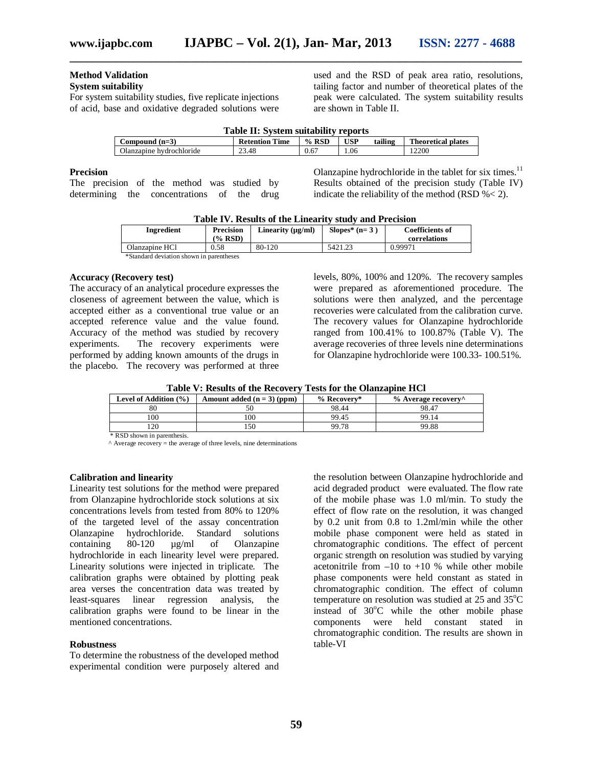## Method Validation

### System suitability

For system suitability studies, five replicate injections of acid, base and oxidative degraded solutions were used and the RSD of peak area ratio, resolutions, tailing factor and number of theoretical plates of the peak were calculated. The system suitability results are shown in Table II.

**Table II: System suitability reports**

| Compound (n=3) | Retention Time | % RSD | USP tailing | Theoretical plates |
|---|---|---|---|---|
| Olanzapine hydrochloride | 23.48 | 0.67 | 1.06 | 12200 |

### Precision

The precision of the method was studied by determining the concentrations of the drug Olanzapine hydrochloride in the tablet for six times.[11] Results obtained of the precision study (Table IV) indicate the reliability of the method (RSD %< 2).

**Table IV. Results of the Linearity study and Precision**

| Ingredient | Precision (% RSD) | Linearity (µg/ml) | Slopes* (n= 3 ) | Coefficients of correlations |
|---|---|---|---|---|
| Olanzapine HCl | 0.58 | 80-120 | 5421.23 | 0.99971 |

*Standard deviation shown in parentheses

### Accuracy (Recovery test)

The accuracy of an analytical procedure expresses the closeness of agreement between the value, which is accepted either as a conventional true value or an accepted reference value and the value found. Accuracy of the method was studied by recovery experiments. The recovery experiments were performed by adding known amounts of the drugs in the placebo. The recovery was performed at three levels, 80%, 100% and 120%. The recovery samples were prepared as aforementioned procedure. The solutions were then analyzed, and the percentage recoveries were calculated from the calibration curve. The recovery values for Olanzapine hydrochloride ranged from 100.41% to 100.87% (Table V). The average recoveries of three levels nine determinations for Olanzapine hydrochloride were 100.33- 100.51%.

**Table V: Results of the Recovery Tests for the Olanzapine HCl**

| Level of Addition (%) | Amount added (n = 3) (ppm) | % Recovery* | % Average recovery^ |
|---|---|---|---|
| 80 | 50 | 98.44 | 98.47 |
| 100 | 100 | 99.45 | 99.14 |
| 120 | 150 | 99.78 | 99.88 |

\* RSD shown in parenthesis.

^ Average recovery = the average of three levels, nine determinations

### Calibration and linearity

Linearity test solutions for the method were prepared from Olanzapine hydrochloride stock solutions at six concentrations levels from tested from 80% to 120% of the targeted level of the assay concentration Olanzapine hydrochloride. Standard solutions containing 80-120 µg/ml of Olanzapine hydrochloride in each linearity level were prepared. Linearity solutions were injected in triplicate. The calibration graphs were obtained by plotting peak area verses the concentration data was treated by least-squares linear regression analysis, the calibration graphs were found to be linear in the mentioned concentrations.

### Robustness

To determine the robustness of the developed method experimental condition were purposely altered and the resolution between Olanzapine hydrochloride and acid degraded product were evaluated. The flow rate of the mobile phase was 1.0 ml/min. To study the effect of flow rate on the resolution, it was changed by 0.2 unit from 0.8 to 1.2ml/min while the other mobile phase component were held as stated in chromatographic conditions. The effect of percent organic strength on resolution was studied by varying acetonitrile from –10 to +10 % while other mobile phase components were held constant as stated in chromatographic condition. The effect of column temperature on resolution was studied at 25 and 35$^{o}$C instead of 30$^{o}$C while the other mobile phase components were held constant stated in chromatographic condition. The results are shown in table-VI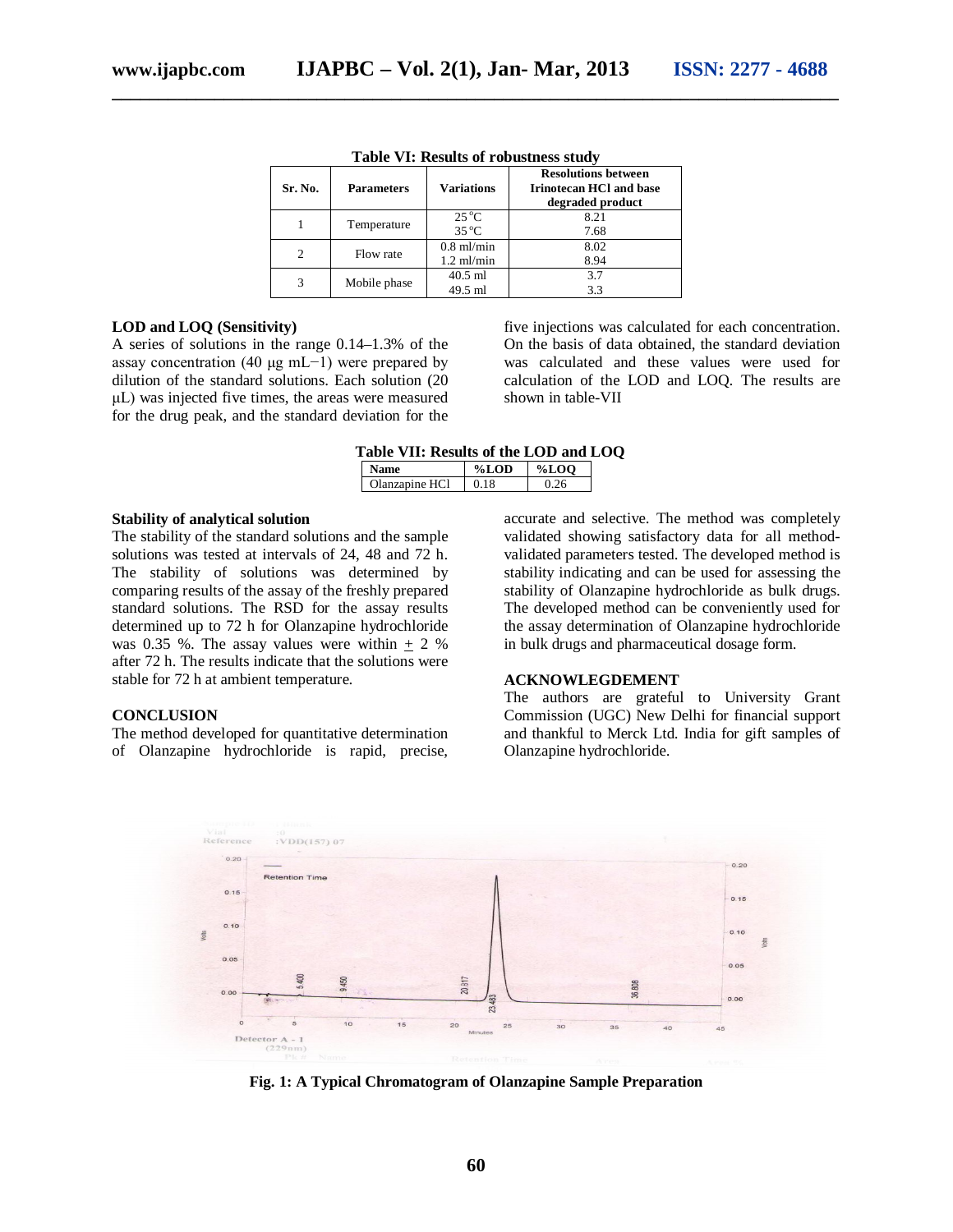**Table VI: Results of robustness study**

| Sr. No. | Parameters | Variations | Resolutions between Irinotecan HCl and base degraded product |
|---|---|---|---|
| 1 | Temperature | 25 °C | 8.21 |
| | | 35 °C | 7.68 |
| 2 | Flow rate | 0.8 ml/min | 8.02 |
| | | 1.2 ml/min | 8.94 |
| 3 | Mobile phase | 40.5 ml | 3.7 |
| | | 49.5 ml | 3.3 |

### LOD and LOQ (Sensitivity)

A series of solutions in the range 0.14–1.3% of the assay concentration (40 μg mL−1) were prepared by dilution of the standard solutions. Each solution (20 μL) was injected five times, the areas were measured for the drug peak, and the standard deviation for the five injections was calculated for each concentration. On the basis of data obtained, the standard deviation was calculated and these values were used for calculation of the LOD and LOQ. The results are shown in table-VII

**Table VII: Results of the LOD and LOQ**

| Name | %LOD | %LOQ |
|---|---|---|
| Olanzapine HCl | 0.18 | 0.26 |

### Stability of analytical solution

The stability of the standard solutions and the sample solutions was tested at intervals of 24, 48 and 72 h. The stability of solutions was determined by comparing results of the assay of the freshly prepared standard solutions. The RSD for the assay results determined up to 72 h for Olanzapine hydrochloride was 0.35 %. The assay values were within $\pm$ 2 % after 72 h. The results indicate that the solutions were stable for 72 h at ambient temperature.

### CONCLUSION

The method developed for quantitative determination of Olanzapine hydrochloride is rapid, precise, accurate and selective. The method was completely validated showing satisfactory data for all method-validated parameters tested. The developed method is stability indicating and can be used for assessing the stability of Olanzapine hydrochloride as bulk drugs. The developed method can be conveniently used for the assay determination of Olanzapine hydrochloride in bulk drugs and pharmaceutical dosage form.

### ACKNOWLEGDEMENT

The authors are grateful to University Grant Commission (UGC) New Delhi for financial support and thankful to Merck Ltd. India for gift samples of Olanzapine hydrochloride.

**Fig. 1: A Typical Chromatogram of Olanzapine Sample Preparation**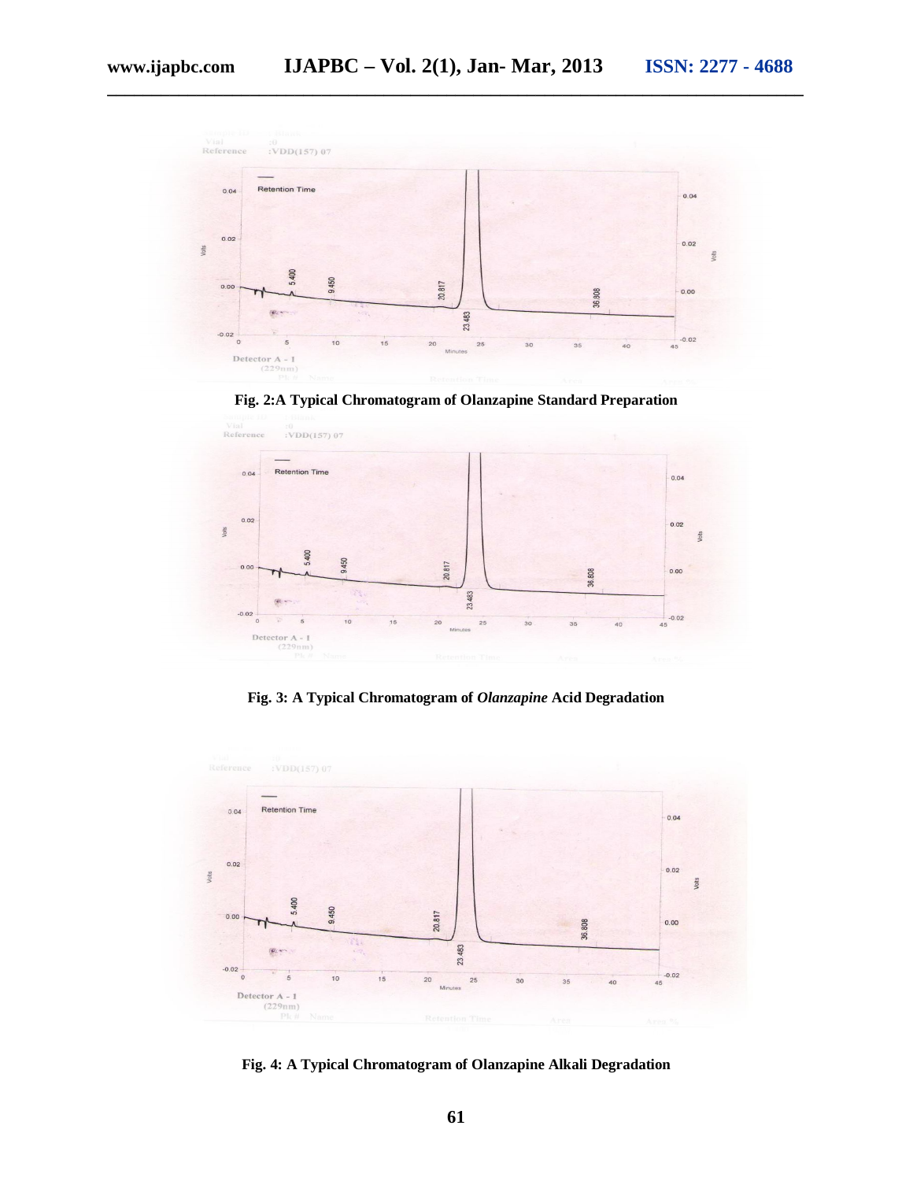Fig. 2:A Typical Chromatogram of Olanzapine Standard Preparation

Fig. 3: A Typical Chromatogram of *Olanzapine* Acid Degradation

Fig. 4: A Typical Chromatogram of Olanzapine Alkali Degradation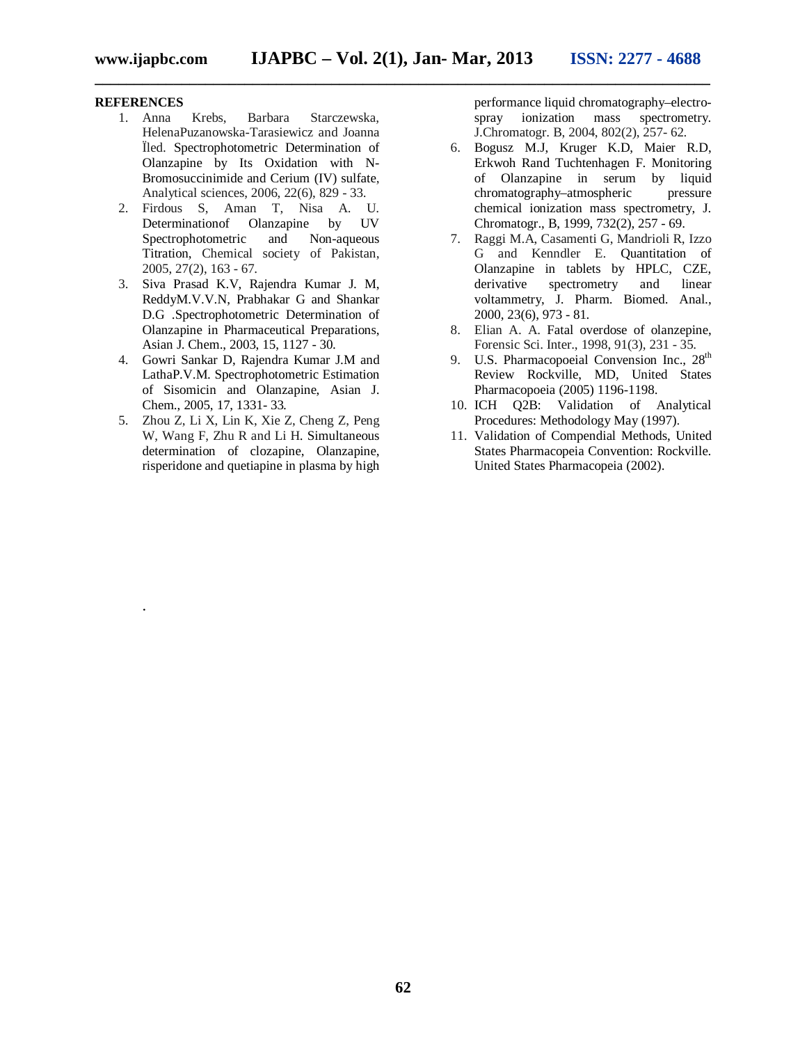**REFERENCES**

1. Anna Krebs, Barbara Starczewska, HelenaPuzanowska-Tarasiewicz and Joanna Ïled. Spectrophotometric Determination of Olanzapine by Its Oxidation with N-Bromosuccinimide and Cerium (IV) sulfate, Analytical sciences, 2006, 22(6), 829 - 33.
2. Firdous S, Aman T, Nisa A. U. Determinationof Olanzapine by UV Spectrophotometric and Non-aqueous Titration, Chemical society of Pakistan, 2005, 27(2), 163 - 67.
3. Siva Prasad K.V, Rajendra Kumar J. M, ReddyM.V.V.N, Prabhakar G and Shankar D.G .Spectrophotometric Determination of Olanzapine in Pharmaceutical Preparations, Asian J. Chem., 2003, 15, 1127 - 30.
4. Gowri Sankar D, Rajendra Kumar J.M and LathaP.V.M. Spectrophotometric Estimation of Sisomicin and Olanzapine, Asian J. Chem., 2005, 17, 1331- 33.
5. Zhou Z, Li X, Lin K, Xie Z, Cheng Z, Peng W, Wang F, Zhu R and Li H. Simultaneous determination of clozapine, Olanzapine, risperidone and quetiapine in plasma by high performance liquid chromatography–electro-spray ionization mass spectrometry. J.Chromatogr. B, 2004, 802(2), 257- 62.
6. Bogusz M.J, Kruger K.D, Maier R.D, Erkwoh Rand Tuchtenhagen F. Monitoring of Olanzapine in serum by liquid chromatography–atmospheric pressure chemical ionization mass spectrometry, J. Chromatogr., B, 1999, 732(2), 257 - 69.
7. Raggi M.A, Casamenti G, Mandrioli R, Izzo G and Kenndler E. Quantitation of Olanzapine in tablets by HPLC, CZE, derivative spectrometry and linear voltammetry, J. Pharm. Biomed. Anal., 2000, 23(6), 973 - 81.
8. Elian A. A. Fatal overdose of olanzepine, Forensic Sci. Inter., 1998, 91(3), 231 - 35.
9. U.S. Pharmacopoeial Convension Inc., 28th Review Rockville, MD, United States Pharmacopoeia (2005) 1196-1198.
10. ICH Q2B: Validation of Analytical Procedures: Methodology May (1997).
11. Validation of Compendial Methods, United States Pharmacopeia Convention: Rockville. United States Pharmacopeia (2002).